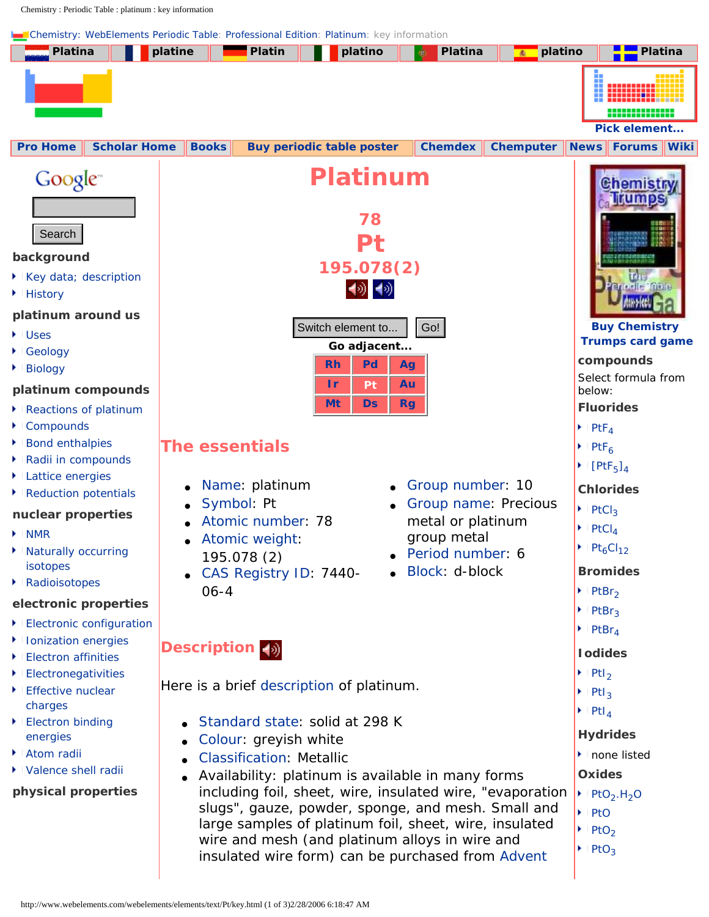Chemistry: WebElements Periodic Table: Professional Edition: Platinum: key information

Platina | platine | Platin | platino | Platina | platino | Platina

Pick element...

Pro Home | Scholar Home | Books | Buy periodic table poster | Chemdex | Chemputer | News | Forums | Wiki

Search

**background**

- Key data; description
- History

**platinum around us**

- Uses
- Geology
- Biology

**platinum compounds**

- Reactions of platinum
- Compounds
- Bond enthalpies
- Radii in compounds
- Lattice energies
- Reduction potentials

**nuclear properties**

- NMR
- Naturally occurring isotopes
- Radioisotopes

**electronic properties**

- Electronic configuration
- Ionization energies
- Electron affinities
- Electronegativities
- Effective nuclear charges
- Electron binding energies
- Atom radii
- Valence shell radii

**physical properties**

# Platinum

**78**

**Pt**

**195.078(2)**

Switch element to... Go!

**Go adjacent...**

| Rh | Pd | Ag |
|---|---|---|
| Ir | Pt | Au |
| Mt | Ds | Rg |

## The essentials

- Name: platinum
- Symbol: Pt
- Atomic number: 78
- Atomic weight: 195.078 (2)
- CAS Registry ID: 7440-06-4
- Group number: 10
- Group name: Precious metal or platinum group metal
- Period number: 6
- Block: d-block

## Description

Here is a brief description of platinum.

- Standard state: solid at 298 K
- Colour: greyish white
- Classification: Metallic
- Availability: platinum is available in many forms including foil, sheet, wire, insulated wire, "evaporation slugs", gauze, powder, sponge, and mesh. Small and large samples of platinum foil, sheet, wire, insulated wire and mesh (and platinum alloys in wire and insulated wire form) can be purchased from Advent

Buy Chemistry Trumps card game

**compounds**

Select formula from below:

**Fluorides**

- $PtF_4$
- $PtF_6$
- $[PtF_5]_4$

**Chlorides**

- $PtCl_3$
- $PtCl_4$
- $Pt_6Cl_{12}$

**Bromides**

- $PtBr_2$
- $PtBr_3$
- $PtBr_4$

**Iodides**

- $PtI_2$
- $PtI_3$
- $PtI_4$

**Hydrides**

- none listed

**Oxides**

- $PtO_2.H_2O$
- $PtO$
- $PtO_2$
- $PtO_3$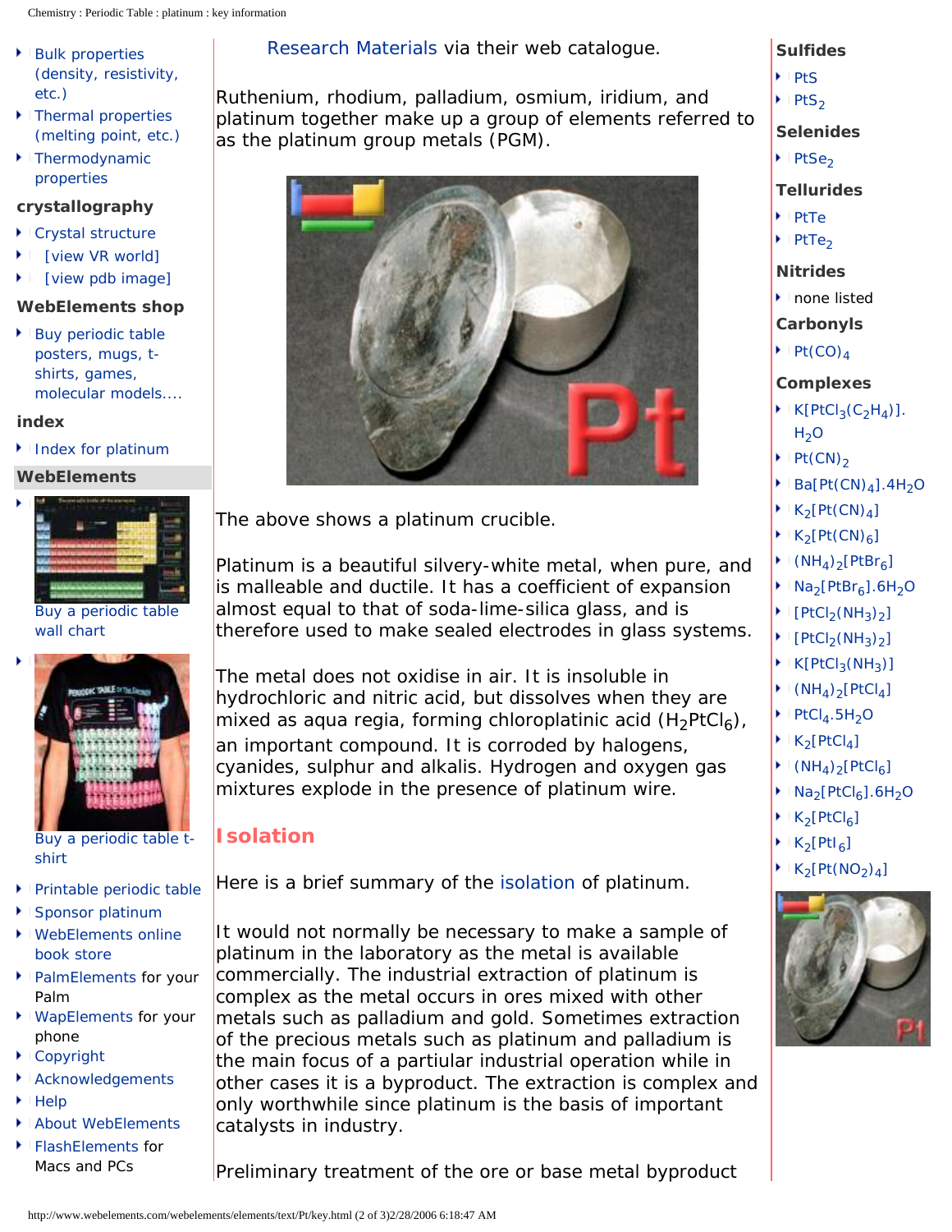- Bulk properties (density, resistivity, etc.)
- Thermal properties (melting point, etc.)
- Thermodynamic properties

**crystallography**

- Crystal structure
- [view VR world]
- [view pdb image]

**WebElements shop**

- Buy periodic table posters, mugs, t-shirts, games, molecular models....

**index**

- Index for platinum

**WebElements**

- Buy a periodic table wall chart
- Buy a periodic table t-shirt
- Printable periodic table
- Sponsor platinum
- WebElements online book store
- PalmElements for your Palm
- WapElements for your phone
- Copyright
- Acknowledgements
- Help
- About WebElements
- FlashElements for Macs and PCs

Research Materials via their web catalogue.

Ruthenium, rhodium, palladium, osmium, iridium, and platinum together make up a group of elements referred to as the platinum group metals (PGM).

The above shows a platinum crucible.

Platinum is a beautiful silvery-white metal, when pure, and is malleable and ductile. It has a coefficient of expansion almost equal to that of soda-lime-silica glass, and is therefore used to make sealed electrodes in glass systems.

The metal does not oxidise in air. It is insoluble in hydrochloric and nitric acid, but dissolves when they are mixed as aqua regia, forming chloroplatinic acid ($H_2PtCl_6$), an important compound. It is corroded by halogens, cyanides, sulphur and alkalis. Hydrogen and oxygen gas mixtures explode in the presence of platinum wire.

## Isolation

Here is a brief summary of the isolation of platinum.

It would not normally be necessary to make a sample of platinum in the laboratory as the metal is available commercially. The industrial extraction of platinum is complex as the metal occurs in ores mixed with other metals such as palladium and gold. Sometimes extraction of the precious metals such as platinum and palladium is the main focus of a partiular industrial operation while in other cases it is a byproduct. The extraction is complex and only worthwhile since platinum is the basis of important catalysts in industry.

Preliminary treatment of the ore or base metal byproduct

**Sulfides**

- $PtS$
- $PtS_2$

**Selenides**

- $PtSe_2$

**Tellurides**

- $PtTe$
- $PtTe_2$

**Nitrides**

- none listed

**Carbonyls**

- $Pt(CO)_4$

**Complexes**

- $K[PtCl_3(C_2H_4)].H_2O$
- $Pt(CN)_2$
- $Ba[Pt(CN)_4].4H_2O$
- $K_2[Pt(CN)_4]$
- $K_2[Pt(CN)_6]$
- $(NH_4)_2[PtBr_6]$
- $Na_2[PtBr_6].6H_2O$
- $[PtCl_2(NH_3)_2]$
- $[PtCl_2(NH_3)_2]$
- $K[PtCl_3(NH_3)]$
- $(NH_4)_2[PtCl_4]$
- $PtCl_4.5H_2O$
- $K_2[PtCl_4]$
- $(NH_4)_2[PtCl_6]$
- $Na_2[PtCl_6].6H_2O$
- $K_2[PtCl_6]$
- $K_2[PtI_6]$
- $K_2[Pt(NO_2)_4]$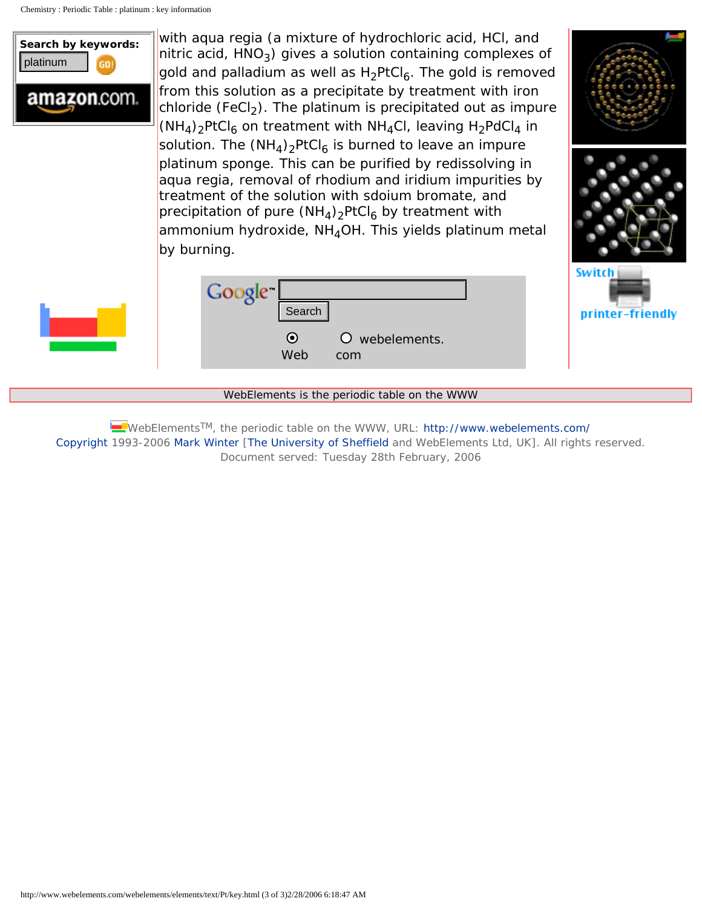with aqua regia (a mixture of hydrochloric acid, HCl, and nitric acid, $HNO_3$) gives a solution containing complexes of gold and palladium as well as $H_2PtCl_6$. The gold is removed from this solution as a precipitate by treatment with iron chloride ($FeCl_2$). The platinum is precipitated out as impure $(NH_4)_2PtCl_6$ on treatment with $NH_4Cl$, leaving $H_2PdCl_4$ in solution. The $(NH_4)_2PtCl_6$ is burned to leave an impure platinum sponge. This can be purified by redissolving in aqua regia, removal of rhodium and iridium impurities by treatment of the solution with sdoium bromate, and precipitation of pure $(NH_4)_2PtCl_6$ by treatment with ammonium hydroxide, $NH_4OH$. This yields platinum metal by burning.

WebElements is the periodic table on the WWW

WebElements™, the periodic table on the WWW, URL: http://www.webelements.com/
Copyright 1993-2006 Mark Winter [The University of Sheffield and WebElements Ltd, UK]. All rights reserved.
Document served: Tuesday 28th February, 2006